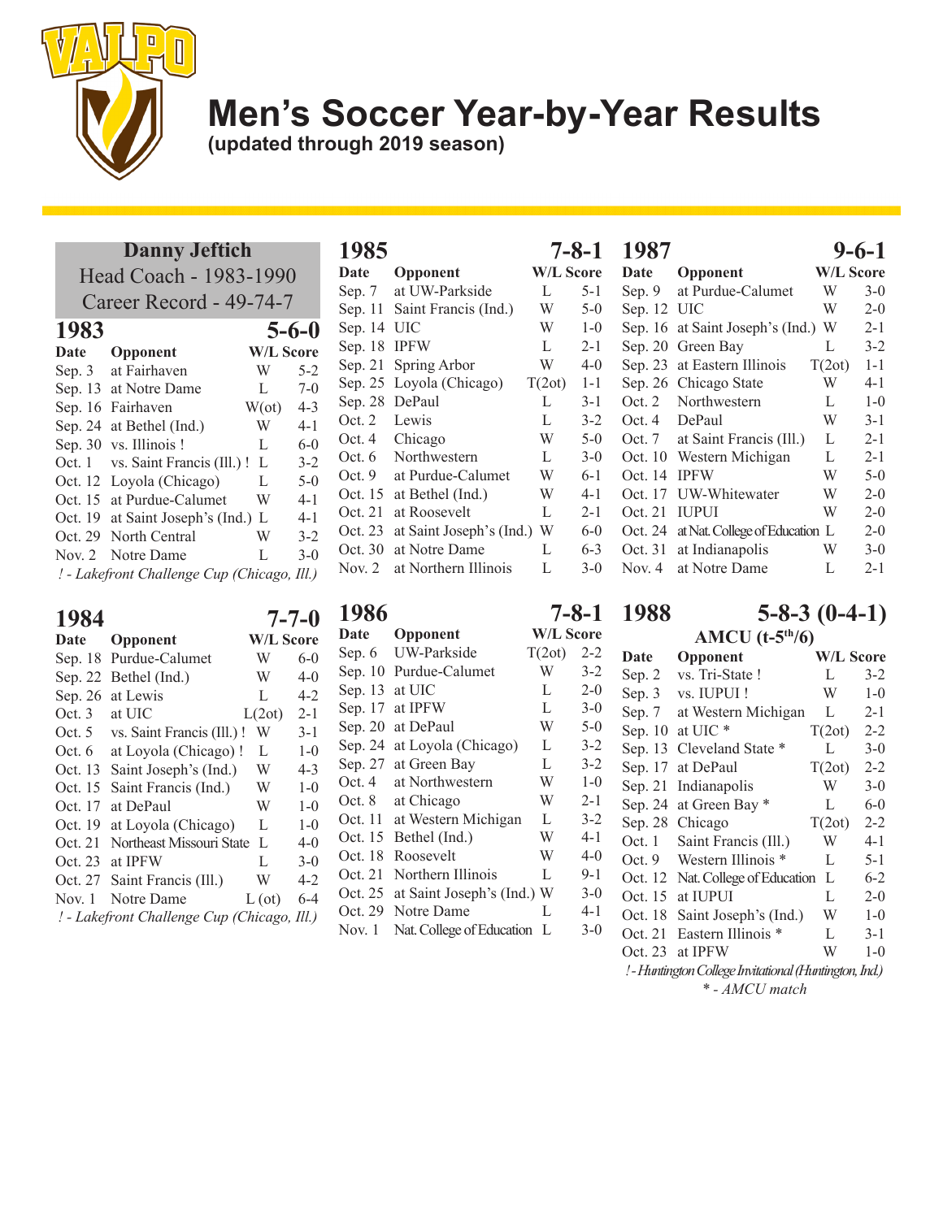# Men's Soccer Year-by-Year Results

**(updated through 2019 season)**

## Danny Jeftich

Head Coach - 1983-1990

Career Record - 49-74-7

### 1983 — 5-6-0

| Date | Opponent | W/L | Score |
|---|---|---|---|
| Sep. 3 | at Fairhaven | W | 5-2 |
| Sep. 13 | at Notre Dame | L | 7-0 |
| Sep. 16 | Fairhaven | W(ot) | 4-3 |
| Sep. 24 | at Bethel (Ind.) | W | 4-1 |
| Sep. 30 | vs. Illinois ! | L | 6-0 |
| Oct. 1 | vs. Saint Francis (Ill.) ! | L | 3-2 |
| Oct. 12 | Loyola (Chicago) | L | 5-0 |
| Oct. 15 | at Purdue-Calumet | W | 4-1 |
| Oct. 19 | at Saint Joseph's (Ind.) | L | 4-1 |
| Oct. 29 | North Central | W | 3-2 |
| Nov. 2 | Notre Dame | L | 3-0 |

*! - Lakefront Challenge Cup (Chicago, Ill.)*

### 1984 — 7-7-0

| Date | Opponent | W/L | Score |
|---|---|---|---|
| Sep. 18 | Purdue-Calumet | W | 6-0 |
| Sep. 22 | Bethel (Ind.) | W | 4-0 |
| Sep. 26 | at Lewis | L | 4-2 |
| Oct. 3 | at UIC | L(2ot) | 2-1 |
| Oct. 5 | vs. Saint Francis (Ill.) ! | W | 3-1 |
| Oct. 6 | at Loyola (Chicago) ! | L | 1-0 |
| Oct. 13 | Saint Joseph's (Ind.) | W | 4-3 |
| Oct. 15 | Saint Francis (Ind.) | W | 1-0 |
| Oct. 17 | at DePaul | W | 1-0 |
| Oct. 19 | at Loyola (Chicago) | L | 1-0 |
| Oct. 21 | Northeast Missouri State | L | 4-0 |
| Oct. 23 | at IPFW | L | 3-0 |
| Oct. 27 | Saint Francis (Ill.) | W | 4-2 |
| Nov. 1 | Notre Dame | L (ot) | 6-4 |

*! - Lakefront Challenge Cup (Chicago, Ill.)*

### 1985 — 7-8-1

| Date | Opponent | W/L | Score |
|---|---|---|---|
| Sep. 7 | at UW-Parkside | L | 5-1 |
| Sep. 11 | Saint Francis (Ind.) | W | 5-0 |
| Sep. 14 | UIC | W | 1-0 |
| Sep. 18 | IPFW | L | 2-1 |
| Sep. 21 | Spring Arbor | W | 4-0 |
| Sep. 25 | Loyola (Chicago) | T(2ot) | 1-1 |
| Sep. 28 | DePaul | L | 3-1 |
| Oct. 2 | Lewis | L | 3-2 |
| Oct. 4 | Chicago | W | 5-0 |
| Oct. 6 | Northwestern | L | 3-0 |
| Oct. 9 | at Purdue-Calumet | W | 6-1 |
| Oct. 15 | at Bethel (Ind.) | W | 4-1 |
| Oct. 21 | at Roosevelt | L | 2-1 |
| Oct. 23 | at Saint Joseph's (Ind.) | W | 6-0 |
| Oct. 30 | at Notre Dame | L | 6-3 |
| Nov. 2 | at Northern Illinois | L | 3-0 |

### 1986 — 7-8-1

| Date | Opponent | W/L | Score |
|---|---|---|---|
| Sep. 6 | UW-Parkside | T(2ot) | 2-2 |
| Sep. 10 | Purdue-Calumet | W | 3-2 |
| Sep. 13 | at UIC | L | 2-0 |
| Sep. 17 | at IPFW | L | 3-0 |
| Sep. 20 | at DePaul | W | 5-0 |
| Sep. 24 | at Loyola (Chicago) | L | 3-2 |
| Sep. 27 | at Green Bay | L | 3-2 |
| Oct. 4 | at Northwestern | W | 1-0 |
| Oct. 8 | at Chicago | W | 2-1 |
| Oct. 11 | at Western Michigan | L | 3-2 |
| Oct. 15 | Bethel (Ind.) | W | 4-1 |
| Oct. 18 | Roosevelt | W | 4-0 |
| Oct. 21 | Northern Illinois | L | 9-1 |
| Oct. 25 | at Saint Joseph's (Ind.) | W | 3-0 |
| Oct. 29 | Notre Dame | L | 4-1 |
| Nov. 1 | Nat. College of Education | L | 3-0 |

### 1987 — 9-6-1

| Date | Opponent | W/L | Score |
|---|---|---|---|
| Sep. 9 | at Purdue-Calumet | W | 3-0 |
| Sep. 12 | UIC | W | 2-0 |
| Sep. 16 | at Saint Joseph's (Ind.) | W | 2-1 |
| Sep. 20 | Green Bay | L | 3-2 |
| Sep. 23 | at Eastern Illinois | T(2ot) | 1-1 |
| Sep. 26 | Chicago State | W | 4-1 |
| Oct. 2 | Northwestern | L | 1-0 |
| Oct. 4 | DePaul | W | 3-1 |
| Oct. 7 | at Saint Francis (Ill.) | L | 2-1 |
| Oct. 10 | Western Michigan | L | 2-1 |
| Oct. 14 | IPFW | W | 5-0 |
| Oct. 17 | UW-Whitewater | W | 2-0 |
| Oct. 21 | IUPUI | W | 2-0 |
| Oct. 24 | at Nat. College of Education | L | 2-0 |
| Oct. 31 | at Indianapolis | W | 3-0 |
| Nov. 4 | at Notre Dame | L | 2-1 |

### 1988 — 5-8-3 (0-4-1)

AMCU (t-5th/6)

| Date | Opponent | W/L | Score |
|---|---|---|---|
| Sep. 2 | vs. Tri-State ! | L | 3-2 |
| Sep. 3 | vs. IUPUI ! | W | 1-0 |
| Sep. 7 | at Western Michigan | L | 2-1 |
| Sep. 10 | at UIC * | T(2ot) | 2-2 |
| Sep. 13 | Cleveland State * | L | 3-0 |
| Sep. 17 | at DePaul | T(2ot) | 2-2 |
| Sep. 21 | Indianapolis | W | 3-0 |
| Sep. 24 | at Green Bay * | L | 6-0 |
| Sep. 28 | Chicago | T(2ot) | 2-2 |
| Oct. 1 | Saint Francis (Ill.) | W | 4-1 |
| Oct. 9 | Western Illinois * | L | 5-1 |
| Oct. 12 | Nat. College of Education | L | 6-2 |
| Oct. 15 | at IUPUI | L | 2-0 |
| Oct. 18 | Saint Joseph's (Ind.) | W | 1-0 |
| Oct. 21 | Eastern Illinois * | L | 3-1 |
| Oct. 23 | at IPFW | W | 1-0 |

*! - Huntington College Invitational (Huntington, Ind.)*

*\* - AMCU match*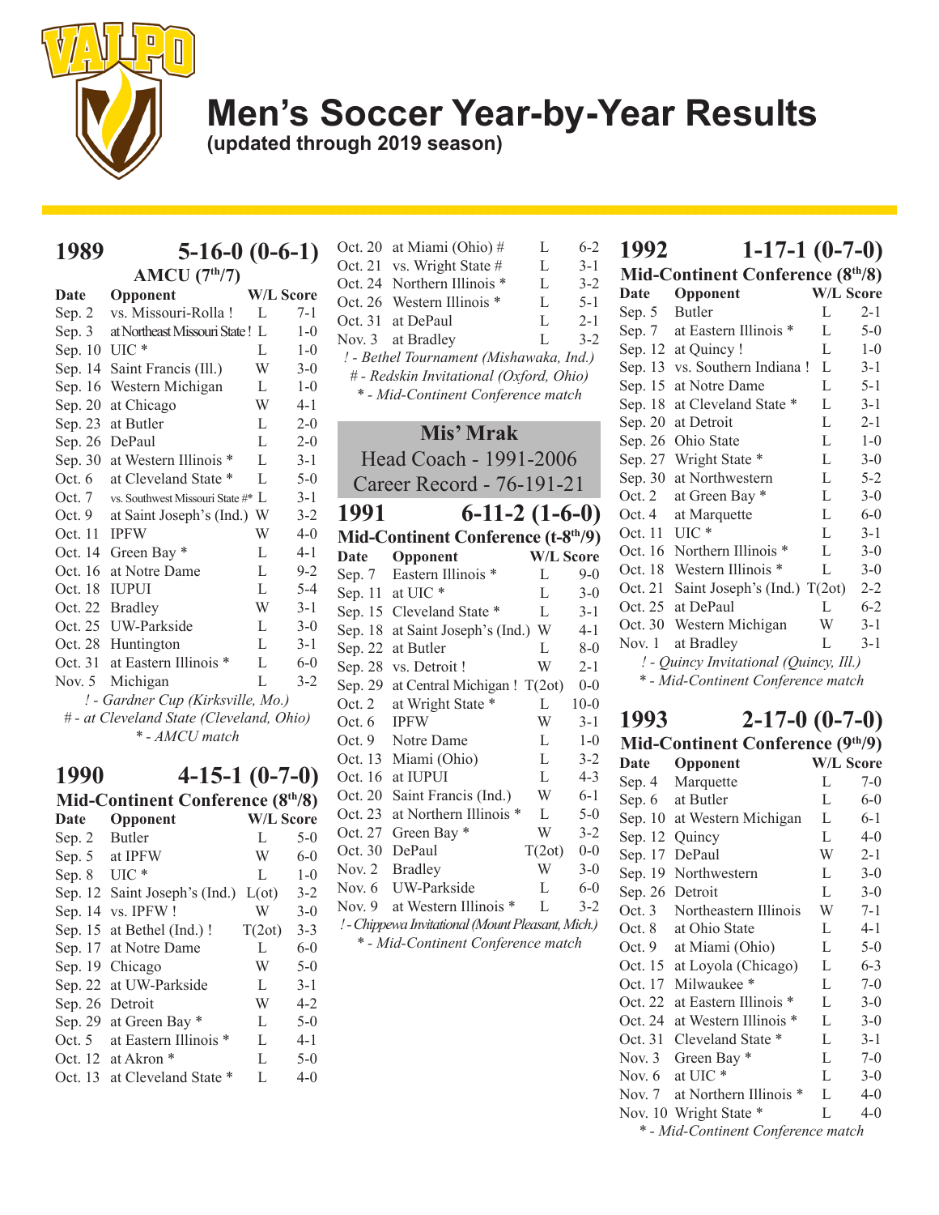# Men's Soccer Year-by-Year Results

**(updated through 2019 season)**

## 1989 — 5-16-0 (0-6-1)

### AMCU (7th/7)

| Date | Opponent | W/L | Score |
|---|---|---|---|
| Sep. 2 | vs. Missouri-Rolla ! | L | 7-1 |
| Sep. 3 | at Northeast Missouri State ! | L | 1-0 |
| Sep. 10 | UIC * | L | 1-0 |
| Sep. 14 | Saint Francis (Ill.) | W | 3-0 |
| Sep. 16 | Western Michigan | L | 1-0 |
| Sep. 20 | at Chicago | W | 4-1 |
| Sep. 23 | at Butler | L | 2-0 |
| Sep. 26 | DePaul | L | 2-0 |
| Sep. 30 | at Western Illinois * | L | 3-1 |
| Oct. 6 | at Cleveland State * | L | 5-0 |
| Oct. 7 | vs. Southwest Missouri State #* | L | 3-1 |
| Oct. 9 | at Saint Joseph's (Ind.) | W | 3-2 |
| Oct. 11 | IPFW | W | 4-0 |
| Oct. 14 | Green Bay * | L | 4-1 |
| Oct. 16 | at Notre Dame | L | 9-2 |
| Oct. 18 | IUPUI | L | 5-4 |
| Oct. 22 | Bradley | W | 3-1 |
| Oct. 25 | UW-Parkside | L | 3-0 |
| Oct. 28 | Huntington | L | 3-1 |
| Oct. 31 | at Eastern Illinois * | L | 6-0 |
| Nov. 5 | Michigan | L | 3-2 |

*! - Gardner Cup (Kirksville, Mo.)*
*# - at Cleveland State (Cleveland, Ohio)*
*\* - AMCU match*

## 1990 — 4-15-1 (0-7-0)

### Mid-Continent Conference (8th/8)

| Date | Opponent | W/L | Score |
|---|---|---|---|
| Sep. 2 | Butler | L | 5-0 |
| Sep. 5 | at IPFW | W | 6-0 |
| Sep. 8 | UIC * | L | 1-0 |
| Sep. 12 | Saint Joseph's (Ind.) | L(ot) | 3-2 |
| Sep. 14 | vs. IPFW ! | W | 3-0 |
| Sep. 15 | at Bethel (Ind.) ! | T(2ot) | 3-3 |
| Sep. 17 | at Notre Dame | L | 6-0 |
| Sep. 19 | Chicago | W | 5-0 |
| Sep. 22 | at UW-Parkside | L | 3-1 |
| Sep. 26 | Detroit | W | 4-2 |
| Sep. 29 | at Green Bay * | L | 5-0 |
| Oct. 5 | at Eastern Illinois * | L | 4-1 |
| Oct. 12 | at Akron * | L | 5-0 |
| Oct. 13 | at Cleveland State * | L | 4-0 |
| Oct. 20 | at Miami (Ohio) # | L | 6-2 |
| Oct. 21 | vs. Wright State # | L | 3-1 |
| Oct. 24 | Northern Illinois * | L | 3-2 |
| Oct. 26 | Western Illinois * | L | 5-1 |
| Oct. 31 | at DePaul | L | 2-1 |
| Nov. 3 | at Bradley | L | 3-2 |

*! - Bethel Tournament (Mishawaka, Ind.)*
*# - Redskin Invitational (Oxford, Ohio)*
*\* - Mid-Continent Conference match*

**Mis' Mrak**
Head Coach - 1991-2006
Career Record - 76-191-21

## 1991 — 6-11-2 (1-6-0)

### Mid-Continent Conference (t-8th/9)

| Date | Opponent | W/L | Score |
|---|---|---|---|
| Sep. 7 | Eastern Illinois * | L | 9-0 |
| Sep. 11 | at UIC * | L | 3-0 |
| Sep. 15 | Cleveland State * | L | 3-1 |
| Sep. 18 | at Saint Joseph's (Ind.) | W | 4-1 |
| Sep. 22 | at Butler | L | 8-0 |
| Sep. 28 | vs. Detroit ! | W | 2-1 |
| Sep. 29 | at Central Michigan ! | T(2ot) | 0-0 |
| Oct. 2 | at Wright State * | L | 10-0 |
| Oct. 6 | IPFW | W | 3-1 |
| Oct. 9 | Notre Dame | L | 1-0 |
| Oct. 13 | Miami (Ohio) | L | 3-2 |
| Oct. 16 | at IUPUI | L | 4-3 |
| Oct. 20 | Saint Francis (Ind.) | W | 6-1 |
| Oct. 23 | at Northern Illinois * | L | 5-0 |
| Oct. 27 | Green Bay * | W | 3-2 |
| Oct. 30 | DePaul | T(2ot) | 0-0 |
| Nov. 2 | Bradley | W | 3-0 |
| Nov. 6 | UW-Parkside | L | 6-0 |
| Nov. 9 | at Western Illinois * | L | 3-2 |

*! - Chippewa Invitational (Mount Pleasant, Mich.)*
*\* - Mid-Continent Conference match*

## 1992 — 1-17-1 (0-7-0)

### Mid-Continent Conference (8th/8)

| Date | Opponent | W/L | Score |
|---|---|---|---|
| Sep. 5 | Butler | L | 2-1 |
| Sep. 7 | at Eastern Illinois * | L | 5-0 |
| Sep. 12 | at Quincy ! | L | 1-0 |
| Sep. 13 | vs. Southern Indiana ! | L | 3-1 |
| Sep. 15 | at Notre Dame | L | 5-1 |
| Sep. 18 | at Cleveland State * | L | 3-1 |
| Sep. 20 | at Detroit | L | 2-1 |
| Sep. 26 | Ohio State | L | 1-0 |
| Sep. 27 | Wright State * | L | 3-0 |
| Sep. 30 | at Northwestern | L | 5-2 |
| Oct. 2 | at Green Bay * | L | 3-0 |
| Oct. 4 | at Marquette | L | 6-0 |
| Oct. 11 | UIC * | L | 3-1 |
| Oct. 16 | Northern Illinois * | L | 3-0 |
| Oct. 18 | Western Illinois * | L | 3-0 |
| Oct. 21 | Saint Joseph's (Ind.) | T(2ot) | 2-2 |
| Oct. 25 | at DePaul | L | 6-2 |
| Oct. 30 | Western Michigan | W | 3-1 |
| Nov. 1 | at Bradley | L | 3-1 |

*! - Quincy Invitational (Quincy, Ill.)*
*\* - Mid-Continent Conference match*

## 1993 — 2-17-0 (0-7-0)

### Mid-Continent Conference (9th/9)

| Date | Opponent | W/L | Score |
|---|---|---|---|
| Sep. 4 | Marquette | L | 7-0 |
| Sep. 6 | at Butler | L | 6-0 |
| Sep. 10 | at Western Michigan | L | 6-1 |
| Sep. 12 | Quincy | L | 4-0 |
| Sep. 17 | DePaul | W | 2-1 |
| Sep. 19 | Northwestern | L | 3-0 |
| Sep. 26 | Detroit | L | 3-0 |
| Oct. 3 | Northeastern Illinois | W | 7-1 |
| Oct. 8 | at Ohio State | L | 4-1 |
| Oct. 9 | at Miami (Ohio) | L | 5-0 |
| Oct. 15 | at Loyola (Chicago) | L | 6-3 |
| Oct. 17 | Milwaukee * | L | 7-0 |
| Oct. 22 | at Eastern Illinois * | L | 3-0 |
| Oct. 24 | at Western Illinois * | L | 3-0 |
| Oct. 31 | Cleveland State * | L | 3-1 |
| Nov. 3 | Green Bay * | L | 7-0 |
| Nov. 6 | at UIC * | L | 3-0 |
| Nov. 7 | at Northern Illinois * | L | 4-0 |
| Nov. 10 | Wright State * | L | 4-0 |

*\* - Mid-Continent Conference match*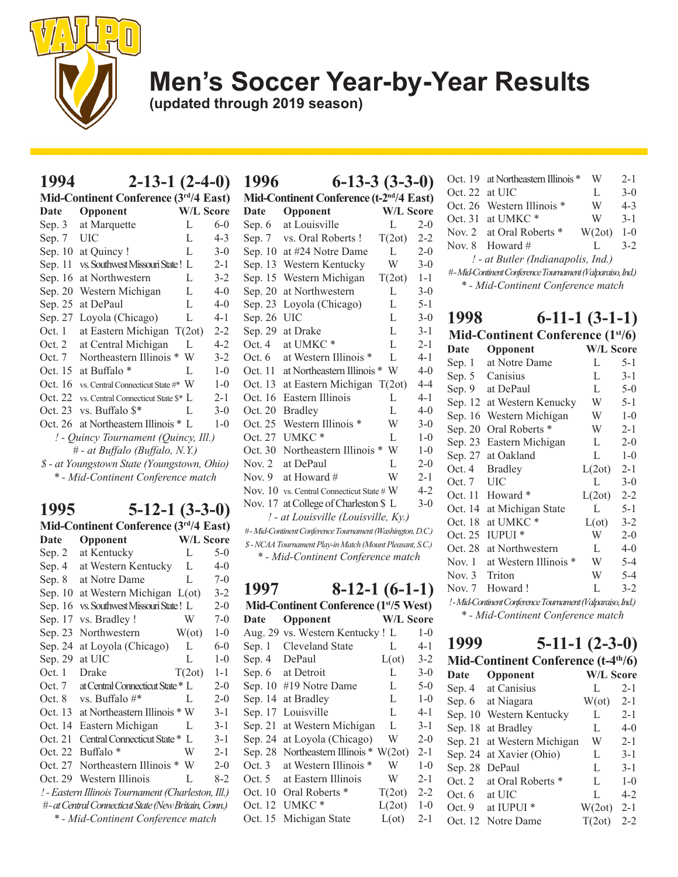# Men's Soccer Year-by-Year Results

**(updated through 2019 season)**

## 1994 — 2-13-1 (2-4-0)

**Mid-Continent Conference (3rd/4 East)**

| Date | Opponent | W/L | Score |
|---|---|---|---|
| Sep. 3 | at Marquette | L | 6-0 |
| Sep. 7 | UIC | L | 4-3 |
| Sep. 10 | at Quincy ! | L | 3-0 |
| Sep. 11 | vs. Southwest Missouri State ! | L | 2-1 |
| Sep. 16 | at Northwestern | L | 3-2 |
| Sep. 20 | Western Michigan | L | 4-0 |
| Sep. 25 | at DePaul | L | 4-0 |
| Sep. 27 | Loyola (Chicago) | L | 4-1 |
| Oct. 1 | at Eastern Michigan | T(2ot) | 2-2 |
| Oct. 2 | at Central Michigan | L | 4-2 |
| Oct. 7 | Northeastern Illinois * | W | 3-2 |
| Oct. 15 | at Buffalo * | L | 1-0 |
| Oct. 16 | vs. Central Connecticut State #* | W | 1-0 |
| Oct. 22 | vs. Central Connecticut State $* | L | 2-1 |
| Oct. 23 | vs. Buffalo $* | L | 3-0 |
| Oct. 26 | at Northeastern Illinois * | L | 1-0 |

*! - Quincy Tournament (Quincy, Ill.)*
*# - at Buffalo (Buffalo, N.Y.)*
*$ - at Youngstown State (Youngstown, Ohio)*
*\* - Mid-Continent Conference match*

## 1995 — 5-12-1 (3-3-0)

**Mid-Continent Conference (3rd/4 East)**

| Date | Opponent | W/L | Score |
|---|---|---|---|
| Sep. 2 | at Kentucky | L | 5-0 |
| Sep. 4 | at Western Kentucky | L | 4-0 |
| Sep. 8 | at Notre Dame | L | 7-0 |
| Sep. 10 | at Western Michigan | L(ot) | 3-2 |
| Sep. 16 | vs. Southwest Missouri State ! | L | 2-0 |
| Sep. 17 | vs. Bradley ! | W | 7-0 |
| Sep. 23 | Northwestern | W(ot) | 1-0 |
| Sep. 24 | at Loyola (Chicago) | L | 6-0 |
| Sep. 29 | at UIC | L | 1-0 |
| Oct. 1 | Drake | T(2ot) | 1-1 |
| Oct. 7 | at Central Connecticut State * | L | 2-0 |
| Oct. 8 | vs. Buffalo #* | L | 2-0 |
| Oct. 13 | at Northeastern Illinois * | W | 3-1 |
| Oct. 14 | Eastern Michigan | L | 3-1 |
| Oct. 21 | Central Connecticut State * | L | 3-1 |
| Oct. 22 | Buffalo * | W | 2-1 |
| Oct. 27 | Northeastern Illinois * | W | 2-0 |
| Oct. 29 | Western Illinois | L | 8-2 |

*! - Eastern Illinois Tournament (Charleston, Ill.)*
*# - at Central Connecticut State (New Britain, Conn.)*
*\* - Mid-Continent Conference match*

## 1996 — 6-13-3 (3-3-0)

**Mid-Continent Conference (t-2nd/4 East)**

| Date | Opponent | W/L | Score |
|---|---|---|---|
| Sep. 6 | at Louisville | L | 2-0 |
| Sep. 7 | vs. Oral Roberts ! | T(2ot) | 2-2 |
| Sep. 10 | at #24 Notre Dame | L | 2-0 |
| Sep. 13 | Western Kentucky | W | 3-0 |
| Sep. 15 | Western Michigan | T(2ot) | 1-1 |
| Sep. 20 | at Northwestern | L | 3-0 |
| Sep. 23 | Loyola (Chicago) | L | 5-1 |
| Sep. 26 | UIC | L | 3-0 |
| Sep. 29 | at Drake | L | 3-1 |
| Oct. 4 | at UMKC * | L | 2-1 |
| Oct. 6 | at Western Illinois * | L | 4-1 |
| Oct. 11 | at Northeastern Illinois * | W | 4-0 |
| Oct. 13 | at Eastern Michigan | T(2ot) | 4-4 |
| Oct. 16 | Eastern Illinois | L | 4-1 |
| Oct. 20 | Bradley | L | 4-0 |
| Oct. 25 | Western Illinois * | W | 3-0 |
| Oct. 27 | UMKC * | L | 1-0 |
| Oct. 30 | Northeastern Illinois * | W | 1-0 |
| Nov. 2 | at DePaul | L | 2-0 |
| Nov. 9 | at Howard # | W | 2-1 |
| Nov. 10 | vs. Central Connecticut State # | W | 4-2 |
| Nov. 17 | at College of Charleston $ | L | 3-0 |

*! - at Louisville (Louisville, Ky.)*
*# - Mid-Continent Conference Tournament (Washington, D.C.)*
*$ - NCAA Tournament Play-in Match (Mount Pleasant, S.C.)*
*\* - Mid-Continent Conference match*

## 1997 — 8-12-1 (6-1-1)

**Mid-Continent Conference (1st/5 West)**

| Date | Opponent | W/L | Score |
|---|---|---|---|
| Aug. 29 | vs. Western Kentucky ! | L | 1-0 |
| Sep. 1 | Cleveland State | L | 4-1 |
| Sep. 4 | DePaul | L(ot) | 3-2 |
| Sep. 6 | at Detroit | L | 3-0 |
| Sep. 10 | #19 Notre Dame | L | 5-0 |
| Sep. 14 | at Bradley | L | 1-0 |
| Sep. 17 | Louisville | L | 4-1 |
| Sep. 21 | at Western Michigan | L | 3-1 |
| Sep. 24 | at Loyola (Chicago) | W | 2-0 |
| Sep. 28 | Northeastern Illinois * | W(2ot) | 2-1 |
| Oct. 3 | at Western Illinois * | W | 1-0 |
| Oct. 5 | at Eastern Illinois | W | 2-1 |
| Oct. 10 | Oral Roberts * | T(2ot) | 2-2 |
| Oct. 12 | UMKC * | L(2ot) | 1-0 |
| Oct. 15 | Michigan State | L(ot) | 2-1 |
| Oct. 19 | at Northeastern Illinois * | W | 2-1 |
| Oct. 22 | at UIC | L | 3-0 |
| Oct. 26 | Western Illinois * | W | 4-3 |
| Oct. 31 | at UMKC * | W | 3-1 |
| Nov. 2 | at Oral Roberts * | W(2ot) | 1-0 |
| Nov. 8 | Howard # | L | 3-2 |

*! - at Butler (Indianapolis, Ind.)*
*# - Mid-Continent Conference Tournament (Valparaiso, Ind.)*
*\* - Mid-Continent Conference match*

## 1998 — 6-11-1 (3-1-1)

**Mid-Continent Conference (1st/6)**

| Date | Opponent | W/L | Score |
|---|---|---|---|
| Sep. 1 | at Notre Dame | L | 5-1 |
| Sep. 5 | Canisius | L | 3-1 |
| Sep. 9 | at DePaul | L | 5-0 |
| Sep. 12 | at Western Kenucky | W | 5-1 |
| Sep. 16 | Western Michigan | W | 1-0 |
| Sep. 20 | Oral Roberts * | W | 2-1 |
| Sep. 23 | Eastern Michigan | L | 2-0 |
| Sep. 27 | at Oakland | L | 1-0 |
| Oct. 4 | Bradley | L(2ot) | 2-1 |
| Oct. 7 | UIC | L | 3-0 |
| Oct. 11 | Howard * | L(2ot) | 2-2 |
| Oct. 14 | at Michigan State | L | 5-1 |
| Oct. 18 | at UMKC * | L(ot) | 3-2 |
| Oct. 25 | IUPUI * | W | 2-0 |
| Oct. 28 | at Northwestern | L | 4-0 |
| Nov. 1 | at Western Illinois * | W | 5-4 |
| Nov. 3 | Triton | W | 5-4 |
| Nov. 7 | Howard ! | L | 3-2 |

*! - Mid-Continent Conference Tournament (Valparaiso, Ind.)*
*\* - Mid-Continent Conference match*

## 1999 — 5-11-1 (2-3-0)

**Mid-Continent Conference (t-4th/6)**

| Date | Opponent | W/L | Score |
|---|---|---|---|
| Sep. 4 | at Canisius | L | 2-1 |
| Sep. 6 | at Niagara | W(ot) | 2-1 |
| Sep. 10 | Western Kentucky | L | 2-1 |
| Sep. 18 | at Bradley | L | 4-0 |
| Sep. 21 | at Western Michigan | W | 2-1 |
| Sep. 24 | at Xavier (Ohio) | L | 3-1 |
| Sep. 28 | DePaul | L | 3-1 |
| Oct. 2 | at Oral Roberts * | L | 1-0 |
| Oct. 6 | at UIC | L | 4-2 |
| Oct. 9 | at IUPUI * | W(2ot) | 2-1 |
| Oct. 12 | Notre Dame | T(2ot) | 2-2 |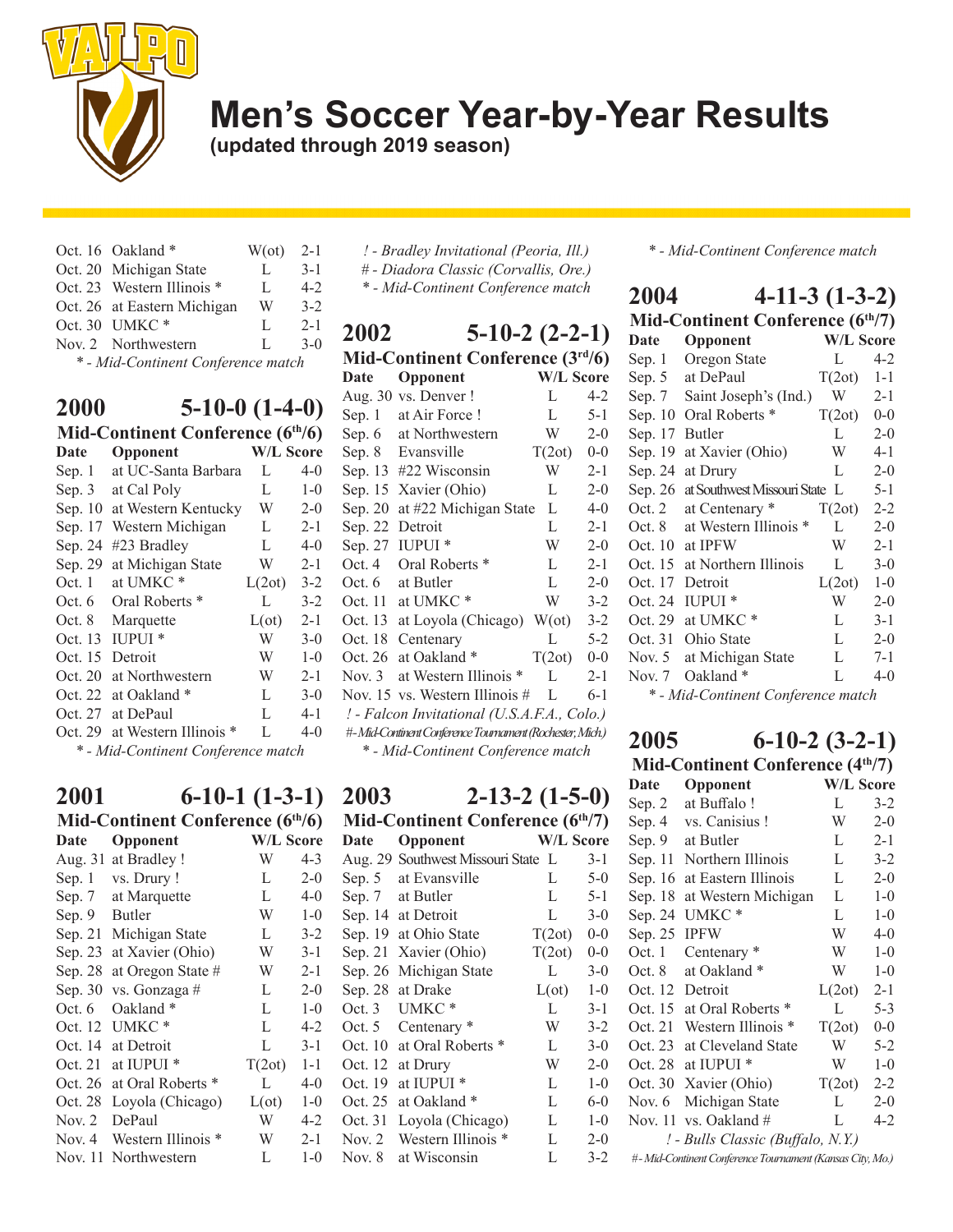# Men's Soccer Year-by-Year Results
**(updated through 2019 season)**

| Date | Opponent | W/L | Score |
|---|---|---|---|
| Oct. 16 | Oakland * | W(ot) | 2-1 |
| Oct. 20 | Michigan State | L | 3-1 |
| Oct. 23 | Western Illinois * | L | 4-2 |
| Oct. 26 | at Eastern Michigan | W | 3-2 |
| Oct. 30 | UMKC * | L | 2-1 |
| Nov. 2 | Northwestern | L | 3-0 |

*\* - Mid-Continent Conference match*

## 2000 5-10-0 (1-4-0)
### Mid-Continent Conference (6th/6)

| Date | Opponent | W/L | Score |
|---|---|---|---|
| Sep. 1 | at UC-Santa Barbara | L | 4-0 |
| Sep. 3 | at Cal Poly | L | 1-0 |
| Sep. 10 | at Western Kentucky | W | 2-0 |
| Sep. 17 | Western Michigan | L | 2-1 |
| Sep. 24 | #23 Bradley | L | 4-0 |
| Sep. 29 | at Michigan State | W | 2-1 |
| Oct. 1 | at UMKC * | L(2ot) | 3-2 |
| Oct. 6 | Oral Roberts * | L | 3-2 |
| Oct. 8 | Marquette | L(ot) | 2-1 |
| Oct. 13 | IUPUI * | W | 3-0 |
| Oct. 15 | Detroit | W | 1-0 |
| Oct. 20 | at Northwestern | W | 2-1 |
| Oct. 22 | at Oakland * | L | 3-0 |
| Oct. 27 | at DePaul | L | 4-1 |
| Oct. 29 | at Western Illinois * | L | 4-0 |

*\* - Mid-Continent Conference match*

## 2001 6-10-1 (1-3-1)
### Mid-Continent Conference (6th/6)

| Date | Opponent | W/L | Score |
|---|---|---|---|
| Aug. 31 | at Bradley ! | W | 4-3 |
| Sep. 1 | vs. Drury ! | L | 2-0 |
| Sep. 7 | at Marquette | L | 4-0 |
| Sep. 9 | Butler | W | 1-0 |
| Sep. 21 | Michigan State | L | 3-2 |
| Sep. 23 | at Xavier (Ohio) | W | 3-1 |
| Sep. 28 | at Oregon State # | W | 2-1 |
| Sep. 30 | vs. Gonzaga # | L | 2-0 |
| Oct. 6 | Oakland * | L | 1-0 |
| Oct. 12 | UMKC * | L | 4-2 |
| Oct. 14 | at Detroit | L | 3-1 |
| Oct. 21 | at IUPUI * | T(2ot) | 1-1 |
| Oct. 26 | at Oral Roberts * | L | 4-0 |
| Oct. 28 | Loyola (Chicago) | L(ot) | 1-0 |
| Nov. 2 | DePaul | W | 4-2 |
| Nov. 4 | Western Illinois * | W | 2-1 |
| Nov. 11 | Northwestern | L | 1-0 |

*! - Bradley Invitational (Peoria, Ill.)*
*# - Diadora Classic (Corvallis, Ore.)*
*\* - Mid-Continent Conference match*

## 2002 5-10-2 (2-2-1)
### Mid-Continent Conference (3rd/6)

| Date | Opponent | W/L | Score |
|---|---|---|---|
| Aug. 30 | vs. Denver ! | L | 4-2 |
| Sep. 1 | at Air Force ! | L | 5-1 |
| Sep. 6 | at Northwestern | W | 2-0 |
| Sep. 8 | Evansville | T(2ot) | 0-0 |
| Sep. 13 | #22 Wisconsin | W | 2-1 |
| Sep. 15 | Xavier (Ohio) | L | 2-0 |
| Sep. 20 | at #22 Michigan State | L | 4-0 |
| Sep. 22 | Detroit | L | 2-1 |
| Sep. 27 | IUPUI * | W | 2-0 |
| Oct. 4 | Oral Roberts * | L | 2-1 |
| Oct. 6 | at Butler | L | 2-0 |
| Oct. 11 | at UMKC * | W | 3-2 |
| Oct. 13 | at Loyola (Chicago) | W(ot) | 3-2 |
| Oct. 18 | Centenary | L | 5-2 |
| Oct. 26 | at Oakland * | T(2ot) | 0-0 |
| Nov. 3 | at Western Illinois * | L | 2-1 |
| Nov. 15 | vs. Western Illinois # | L | 6-1 |

*! - Falcon Invitational (U.S.A.F.A., Colo.)*
*# - Mid-Continent Conference Tournament (Rochester, Mich.)*
*\* - Mid-Continent Conference match*

## 2003 2-13-2 (1-5-0)
### Mid-Continent Conference (6th/7)

| Date | Opponent | W/L | Score |
|---|---|---|---|
| Aug. 29 | Southwest Missouri State | L | 3-1 |
| Sep. 5 | at Evansville | L | 5-0 |
| Sep. 7 | at Butler | L | 5-1 |
| Sep. 14 | at Detroit | L | 3-0 |
| Sep. 19 | at Ohio State | T(2ot) | 0-0 |
| Sep. 21 | Xavier (Ohio) | T(2ot) | 0-0 |
| Sep. 26 | Michigan State | L | 3-0 |
| Sep. 28 | at Drake | L(ot) | 1-0 |
| Oct. 3 | UMKC * | L | 3-1 |
| Oct. 5 | Centenary * | W | 3-2 |
| Oct. 10 | at Oral Roberts * | L | 3-0 |
| Oct. 12 | at Drury | W | 2-0 |
| Oct. 19 | at IUPUI * | L | 1-0 |
| Oct. 25 | at Oakland * | L | 6-0 |
| Oct. 31 | Loyola (Chicago) | L | 1-0 |
| Nov. 2 | Western Illinois * | L | 2-0 |
| Nov. 8 | at Wisconsin | L | 3-2 |

*\* - Mid-Continent Conference match*

## 2004 4-11-3 (1-3-2)
### Mid-Continent Conference (6th/7)

| Date | Opponent | W/L | Score |
|---|---|---|---|
| Sep. 1 | Oregon State | L | 4-2 |
| Sep. 5 | at DePaul | T(2ot) | 1-1 |
| Sep. 7 | Saint Joseph's (Ind.) | W | 2-1 |
| Sep. 10 | Oral Roberts * | T(2ot) | 0-0 |
| Sep. 17 | Butler | L | 2-0 |
| Sep. 19 | at Xavier (Ohio) | W | 4-1 |
| Sep. 24 | at Drury | L | 2-0 |
| Sep. 26 | at Southwest Missouri State | L | 5-1 |
| Oct. 2 | at Centenary * | T(2ot) | 2-2 |
| Oct. 8 | at Western Illinois * | L | 2-0 |
| Oct. 10 | at IPFW | W | 2-1 |
| Oct. 15 | at Northern Illinois | L | 3-0 |
| Oct. 17 | Detroit | L(2ot) | 1-0 |
| Oct. 24 | IUPUI * | W | 2-0 |
| Oct. 29 | at UMKC * | L | 3-1 |
| Oct. 31 | Ohio State | L | 2-0 |
| Nov. 5 | at Michigan State | L | 7-1 |
| Nov. 7 | Oakland * | L | 4-0 |

*\* - Mid-Continent Conference match*

## 2005 6-10-2 (3-2-1)
### Mid-Continent Conference (4th/7)

| Date | Opponent | W/L | Score |
|---|---|---|---|
| Sep. 2 | at Buffalo ! | L | 3-2 |
| Sep. 4 | vs. Canisius ! | W | 2-0 |
| Sep. 9 | at Butler | L | 2-1 |
| Sep. 11 | Northern Illinois | L | 3-2 |
| Sep. 16 | at Eastern Illinois | L | 2-0 |
| Sep. 18 | at Western Michigan | L | 1-0 |
| Sep. 24 | UMKC * | L | 1-0 |
| Sep. 25 | IPFW | W | 4-0 |
| Oct. 1 | Centenary * | W | 1-0 |
| Oct. 8 | at Oakland * | W | 1-0 |
| Oct. 12 | Detroit | L(2ot) | 2-1 |
| Oct. 15 | at Oral Roberts * | L | 5-3 |
| Oct. 21 | Western Illinois * | T(2ot) | 0-0 |
| Oct. 23 | at Cleveland State | W | 5-2 |
| Oct. 28 | at IUPUI * | W | 1-0 |
| Oct. 30 | Xavier (Ohio) | T(2ot) | 2-2 |
| Nov. 6 | Michigan State | L | 2-0 |
| Nov. 11 | vs. Oakland # | L | 4-2 |

*! - Bulls Classic (Buffalo, N.Y.)*
*# - Mid-Continent Conference Tournament (Kansas City, Mo.)*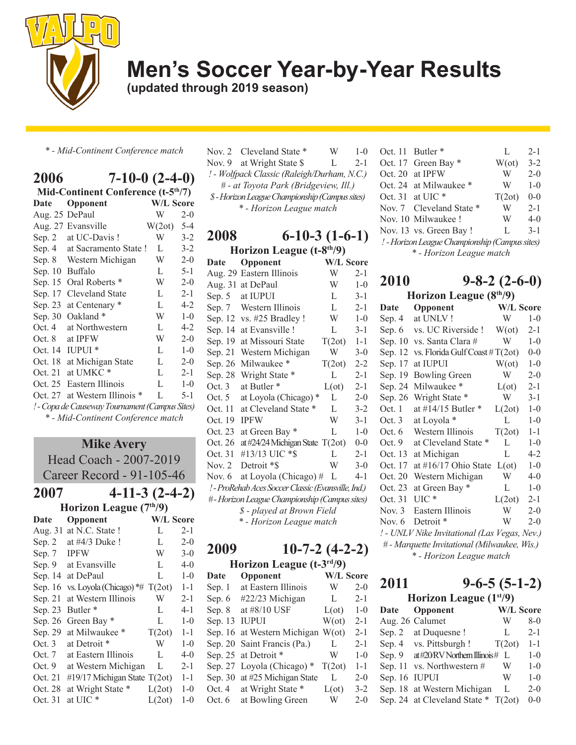# Men's Soccer Year-by-Year Results

**(updated through 2019 season)**

*\* - Mid-Continent Conference match*

## 2006 — 7-10-0 (2-4-0)

**Mid-Continent Conference (t-5th/7)**

| Date | Opponent | W/L | Score |
|---|---|---|---|
| Aug. 25 | DePaul | W | 2-0 |
| Aug. 27 | Evansville | W(2ot) | 5-4 |
| Sep. 2 | at UC-Davis ! | W | 3-2 |
| Sep. 4 | at Sacramento State ! | L | 3-2 |
| Sep. 8 | Western Michigan | W | 2-0 |
| Sep. 10 | Buffalo | L | 5-1 |
| Sep. 15 | Oral Roberts * | W | 2-0 |
| Sep. 17 | Cleveland State | L | 2-1 |
| Sep. 23 | at Centenary * | L | 4-2 |
| Sep. 30 | Oakland * | W | 1-0 |
| Oct. 4 | at Northwestern | L | 4-2 |
| Oct. 8 | at IPFW | W | 2-0 |
| Oct. 14 | IUPUI * | L | 1-0 |
| Oct. 18 | at Michigan State | L | 2-0 |
| Oct. 21 | at UMKC * | L | 2-1 |
| Oct. 25 | Eastern Illinois | L | 1-0 |
| Oct. 27 | at Western Illinois * | L | 5-1 |

*! - Copa de Causeway Tournament (Campus Sites)*

*\* - Mid-Continent Conference match*

**Mike Avery**
Head Coach - 2007-2019
Career Record - 91-105-46

## 2007 — 4-11-3 (2-4-2)

**Horizon League (7th/9)**

| Date | Opponent | W/L | Score |
|---|---|---|---|
| Aug. 31 | at N.C. State ! | L | 2-1 |
| Sep. 2 | at #4/3 Duke ! | L | 2-0 |
| Sep. 7 | IPFW | W | 3-0 |
| Sep. 9 | at Evansville | L | 4-0 |
| Sep. 14 | at DePaul | L | 1-0 |
| Sep. 16 | vs. Loyola (Chicago) *# | T(2ot) | 1-1 |
| Sep. 21 | at Western Illinois | W | 2-1 |
| Sep. 23 | Butler * | L | 4-1 |
| Sep. 26 | Green Bay * | L | 1-0 |
| Sep. 29 | at Milwaukee * | T(2ot) | 1-1 |
| Oct. 3 | at Detroit * | W | 1-0 |
| Oct. 7 | at Eastern Illinois | L | 4-0 |
| Oct. 9 | at Western Michigan | L | 2-1 |
| Oct. 21 | #19/17 Michigan State | T(2ot) | 1-1 |
| Oct. 28 | at Wright State * | L(2ot) | 1-0 |
| Oct. 31 | at UIC * | L(2ot) | 1-0 |
| Nov. 2 | Cleveland State * | W | 1-0 |
| Nov. 9 | at Wright State $ | L | 2-1 |

*! - Wolfpack Classic (Raleigh/Durham, N.C.)*

*# - at Toyota Park (Bridgeview, Ill.)*

*$ - Horizon League Championship (Campus sites)*

*\* - Horizon League match*

## 2008 — 6-10-3 (1-6-1)

**Horizon League (t-8th/9)**

| Date | Opponent | W/L | Score |
|---|---|---|---|
| Aug. 29 | Eastern Illinois | W | 2-1 |
| Aug. 31 | at DePaul | W | 1-0 |
| Sep. 5 | at IUPUI | L | 3-1 |
| Sep. 7 | Western Illinois | L | 2-1 |
| Sep. 12 | vs. #25 Bradley ! | W | 1-0 |
| Sep. 14 | at Evansville ! | L | 3-1 |
| Sep. 19 | at Missouri State | T(2ot) | 1-1 |
| Sep. 21 | Western Michigan | W | 3-0 |
| Sep. 26 | Milwaukee * | T(2ot) | 2-2 |
| Sep. 28 | Wright State * | L | 2-1 |
| Oct. 3 | at Butler * | L(ot) | 2-1 |
| Oct. 5 | at Loyola (Chicago) * | L | 2-0 |
| Oct. 11 | at Cleveland State * | L | 3-2 |
| Oct. 19 | IPFW | W | 3-1 |
| Oct. 23 | at Green Bay * | L | 1-0 |
| Oct. 26 | at #24/24 Michigan State | T(2ot) | 0-0 |
| Oct. 31 | #13/13 UIC *$ | L | 2-1 |
| Nov. 2 | Detroit *$ | W | 3-0 |
| Nov. 6 | at Loyola (Chicago) # | L | 4-1 |

*! - ProRehab Aces Soccer Classic (Evansville, Ind.)*

*# - Horizon League Championship (Campus sites)*

*$ - played at Brown Field*

*\* - Horizon League match*

## 2009 — 10-7-2 (4-2-2)

**Horizon League (t-3rd/9)**

| Date | Opponent | W/L | Score |
|---|---|---|---|
| Sep. 1 | at Eastern Illinois | W | 2-0 |
| Sep. 6 | #22/23 Michigan | L | 2-1 |
| Sep. 8 | at #8/10 USF | L(ot) | 1-0 |
| Sep. 13 | IUPUI | W(ot) | 2-1 |
| Sep. 16 | at Western Michigan | W(ot) | 2-1 |
| Sep. 20 | Saint Francis (Pa.) | L | 2-1 |
| Sep. 25 | at Detroit * | W | 1-0 |
| Sep. 27 | Loyola (Chicago) * | T(2ot) | 1-1 |
| Sep. 30 | at #25 Michigan State | L | 2-0 |
| Oct. 4 | at Wright State * | L(ot) | 3-2 |
| Oct. 6 | at Bowling Green | W | 2-0 |
| Oct. 11 | Butler * | L | 2-1 |
| Oct. 17 | Green Bay * | W(ot) | 3-2 |
| Oct. 20 | at IPFW | W | 2-0 |
| Oct. 24 | at Milwaukee * | W | 1-0 |
| Oct. 31 | at UIC * | T(2ot) | 0-0 |
| Nov. 7 | Cleveland State * | W | 2-1 |
| Nov. 10 | Milwaukee ! | W | 4-0 |
| Nov. 13 | vs. Green Bay ! | L | 3-1 |

*! - Horizon League Championship (Campus sites)*

*\* - Horizon League match*

## 2010 — 9-8-2 (2-6-0)

**Horizon League (8th/9)**

| Date | Opponent | W/L | Score |
|---|---|---|---|
| Sep. 4 | at UNLV ! | W | 1-0 |
| Sep. 6 | vs. UC Riverside ! | W(ot) | 2-1 |
| Sep. 10 | vs. Santa Clara # | W | 1-0 |
| Sep. 12 | vs. Florida Gulf Coast # | T(2ot) | 0-0 |
| Sep. 17 | at IUPUI | W(ot) | 1-0 |
| Sep. 19 | Bowling Green | W | 2-0 |
| Sep. 24 | Milwaukee * | L(ot) | 2-1 |
| Sep. 26 | Wright State * | W | 3-1 |
| Oct. 1 | at #14/15 Butler * | L(2ot) | 1-0 |
| Oct. 3 | at Loyola * | L | 1-0 |
| Oct. 6 | Western Illinois | T(2ot) | 1-1 |
| Oct. 9 | at Cleveland State * | L | 1-0 |
| Oct. 13 | at Michigan | L | 4-2 |
| Oct. 17 | at #16/17 Ohio State | L(ot) | 1-0 |
| Oct. 20 | Western Michigan | W | 4-0 |
| Oct. 23 | at Green Bay * | L | 1-0 |
| Oct. 31 | UIC * | L(2ot) | 2-1 |
| Nov. 3 | Eastern Illinois | W | 2-0 |
| Nov. 6 | Detroit * | W | 2-0 |

*! - UNLV Nike Invitational (Las Vegas, Nev.)*

*# - Marquette Invitational (Milwaukee, Wis.)*

*\* - Horizon League match*

## 2011 — 9-6-5 (5-1-2)

**Horizon League (1st/9)**

| Date | Opponent | W/L | Score |
|---|---|---|---|
| Aug. 26 | Calumet | W | 8-0 |
| Sep. 2 | at Duquesne ! | L | 2-1 |
| Sep. 4 | vs. Pittsburgh ! | T(2ot) | 1-1 |
| Sep. 9 | at #20/RV Northern Illinois # | L | 1-0 |
| Sep. 11 | vs. Northwestern # | W | 1-0 |
| Sep. 16 | IUPUI | W | 1-0 |
| Sep. 18 | at Western Michigan | L | 2-0 |
| Sep. 24 | at Cleveland State * | T(2ot) | 0-0 |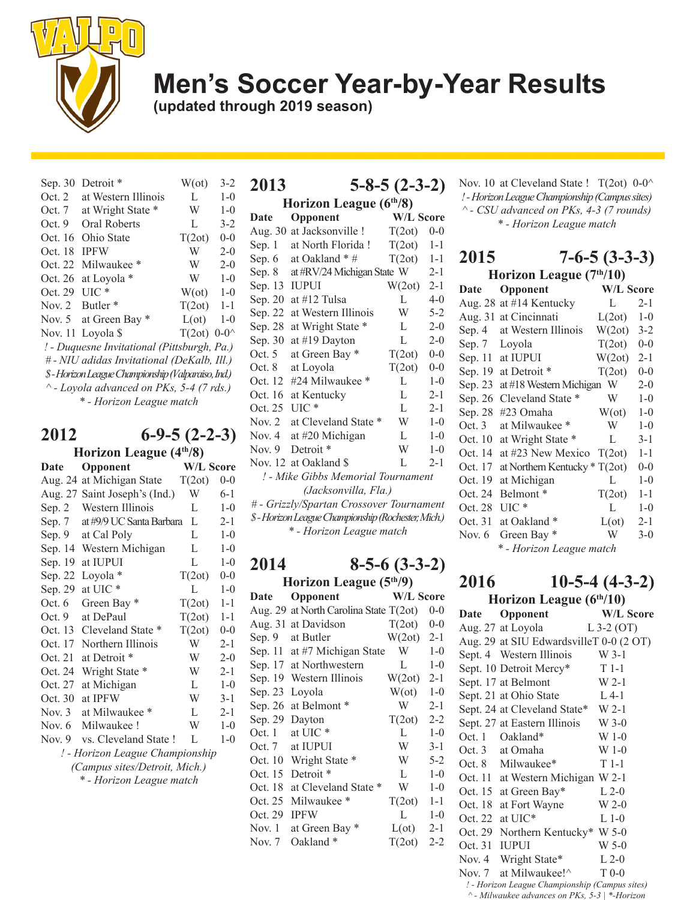# Men's Soccer Year-by-Year Results

**(updated through 2019 season)**

| Date | Opponent | W/L | Score |
|---|---|---|---|
| Sep. 30 | Detroit * | W(ot) | 3-2 |
| Oct. 2 | at Western Illinois | L | 1-0 |
| Oct. 7 | at Wright State * | W | 1-0 |
| Oct. 9 | Oral Roberts | L | 3-2 |
| Oct. 16 | Ohio State | T(2ot) | 0-0 |
| Oct. 18 | IPFW | W | 2-0 |
| Oct. 22 | Milwaukee * | W | 2-0 |
| Oct. 26 | at Loyola * | W | 1-0 |
| Oct. 29 | UIC * | W(ot) | 1-0 |
| Nov. 2 | Butler * | T(2ot) | 1-1 |
| Nov. 5 | at Green Bay * | L(ot) | 1-0 |
| Nov. 11 | Loyola $ | T(2ot) | 0-0^ |

*! - Duquesne Invitational (Pittsburgh, Pa.)*
*# - NIU adidas Invitational (DeKalb, Ill.)*
*$ - Horizon League Championship (Valparaiso, Ind.)*
*^ - Loyola advanced on PKs, 5-4 (7 rds.)*
** - Horizon League match*

## 2012 — 6-9-5 (2-2-3)

**Horizon League (4th/8)**

| Date | Opponent | W/L | Score |
|---|---|---|---|
| Aug. 24 | at Michigan State | T(2ot) | 0-0 |
| Aug. 27 | Saint Joseph's (Ind.) | W | 6-1 |
| Sep. 2 | Western Illinois | L | 1-0 |
| Sep. 7 | at #9/9 UC Santa Barbara | L | 2-1 |
| Sep. 9 | at Cal Poly | L | 1-0 |
| Sep. 14 | Western Michigan | L | 1-0 |
| Sep. 19 | at IUPUI | L | 1-0 |
| Sep. 22 | Loyola * | T(2ot) | 0-0 |
| Sep. 29 | at UIC * | L | 1-0 |
| Oct. 6 | Green Bay * | T(2ot) | 1-1 |
| Oct. 9 | at DePaul | T(2ot) | 1-1 |
| Oct. 13 | Cleveland State * | T(2ot) | 0-0 |
| Oct. 17 | Northern Illinois | W | 2-1 |
| Oct. 21 | at Detroit * | W | 2-0 |
| Oct. 24 | Wright State * | W | 2-1 |
| Oct. 27 | at Michigan | L | 1-0 |
| Oct. 30 | at IPFW | W | 3-1 |
| Nov. 3 | at Milwaukee * | L | 2-1 |
| Nov. 6 | Milwaukee ! | W | 1-0 |
| Nov. 9 | vs. Cleveland State ! | L | 1-0 |

*! - Horizon League Championship (Campus sites/Detroit, Mich.)*
** - Horizon League match*

## 2013 — 5-8-5 (2-3-2)

**Horizon League (6th/8)**

| Date | Opponent | W/L | Score |
|---|---|---|---|
| Aug. 30 | at Jacksonville ! | T(2ot) | 0-0 |
| Sep. 1 | at North Florida ! | T(2ot) | 1-1 |
| Sep. 6 | at Oakland * # | T(2ot) | 1-1 |
| Sep. 8 | at #RV/24 Michigan State | W | 2-1 |
| Sep. 13 | IUPUI | W(2ot) | 2-1 |
| Sep. 20 | at #12 Tulsa | L | 4-0 |
| Sep. 22 | at Western Illinois | W | 5-2 |
| Sep. 28 | at Wright State * | L | 2-0 |
| Sep. 30 | at #19 Dayton | L | 2-0 |
| Oct. 5 | at Green Bay * | T(2ot) | 0-0 |
| Oct. 8 | at Loyola | T(2ot) | 0-0 |
| Oct. 12 | #24 Milwaukee * | L | 1-0 |
| Oct. 16 | at Kentucky | L | 2-1 |
| Oct. 25 | UIC * | L | 2-1 |
| Nov. 2 | at Cleveland State * | W | 1-0 |
| Nov. 4 | at #20 Michigan | L | 1-0 |
| Nov. 9 | Detroit * | W | 1-0 |
| Nov. 12 | at Oakland $ | L | 2-1 |

*! - Mike Gibbs Memorial Tournament (Jacksonville, Fla.)*
*# - Grizzly/Spartan Crossover Tournament*
*$ - Horizon League Championship (Rochester, Mich.)*
** - Horizon League match*

## 2014 — 8-5-6 (3-3-2)

**Horizon League (5th/9)**

| Date | Opponent | W/L | Score |
|---|---|---|---|
| Aug. 29 | at North Carolina State | T(2ot) | 0-0 |
| Aug. 31 | at Davidson | T(2ot) | 0-0 |
| Sep. 9 | at Butler | W(2ot) | 2-1 |
| Sep. 11 | at #7 Michigan State | W | 1-0 |
| Sep. 17 | at Northwestern | L | 1-0 |
| Sep. 19 | Western Illinois | W(2ot) | 2-1 |
| Sep. 23 | Loyola | W(ot) | 1-0 |
| Sep. 26 | at Belmont * | W | 2-1 |
| Sep. 29 | Dayton | T(2ot) | 2-2 |
| Oct. 1 | at UIC * | L | 1-0 |
| Oct. 7 | at IUPUI | W | 3-1 |
| Oct. 10 | Wright State * | W | 5-2 |
| Oct. 15 | Detroit * | L | 1-0 |
| Oct. 18 | at Cleveland State * | W | 1-0 |
| Oct. 25 | Milwaukee * | T(2ot) | 1-1 |
| Oct. 29 | IPFW | L | 1-0 |
| Nov. 1 | at Green Bay * | L(ot) | 2-1 |
| Nov. 7 | Oakland * | T(2ot) | 2-2 |
| Nov. 10 | at Cleveland State ! | T(2ot) | 0-0^ |

*! - Horizon League Championship (Campus sites)*
*^ - CSU advanced on PKs, 4-3 (7 rounds)*
** - Horizon League match*

## 2015 — 7-6-5 (3-3-3)

**Horizon League (7th/10)**

| Date | Opponent | W/L | Score |
|---|---|---|---|
| Aug. 28 | at #14 Kentucky | L | 2-1 |
| Aug. 31 | at Cincinnati | L(2ot) | 1-0 |
| Sep. 4 | at Western Illinois | W(2ot) | 3-2 |
| Sep. 7 | Loyola | T(2ot) | 0-0 |
| Sep. 11 | at IUPUI | W(2ot) | 2-1 |
| Sep. 19 | at Detroit * | T(2ot) | 0-0 |
| Sep. 23 | at #18 Western Michigan | W | 2-0 |
| Sep. 26 | Cleveland State * | W | 1-0 |
| Sep. 28 | #23 Omaha | W(ot) | 1-0 |
| Oct. 3 | at Milwaukee * | W | 1-0 |
| Oct. 10 | at Wright State * | L | 3-1 |
| Oct. 14 | at #23 New Mexico | T(2ot) | 1-1 |
| Oct. 17 | at Northern Kentucky * | T(2ot) | 0-0 |
| Oct. 19 | at Michigan | L | 1-0 |
| Oct. 24 | Belmont * | T(2ot) | 1-1 |
| Oct. 28 | UIC * | L | 1-0 |
| Oct. 31 | at Oakland * | L(ot) | 2-1 |
| Nov. 6 | Green Bay * | W | 3-0 |

** - Horizon League match*

## 2016 — 10-5-4 (4-3-2)

**Horizon League (6th/10)**

| Date | Opponent | W/L Score |
|---|---|---|
| Aug. 27 | at Loyola | L 3-2 (OT) |
| Aug. 29 | at SIU Edwardsville | T 0-0 (2 OT) |
| Sept. 4 | Western Illinois | W 3-1 |
| Sept. 10 | Detroit Mercy* | T 1-1 |
| Sept. 17 | at Belmont | W 2-1 |
| Sept. 21 | at Ohio State | L 4-1 |
| Sept. 24 | at Cleveland State* | W 2-1 |
| Sept. 27 | at Eastern Illinois | W 3-0 |
| Oct. 1 | Oakland* | W 1-0 |
| Oct. 3 | at Omaha | W 1-0 |
| Oct. 8 | Milwaukee* | T 1-1 |
| Oct. 11 | at Western Michigan | W 2-1 |
| Oct. 15 | at Green Bay* | L 2-0 |
| Oct. 18 | at Fort Wayne | W 2-0 |
| Oct. 22 | at UIC* | L 1-0 |
| Oct. 29 | Northern Kentucky* | W 5-0 |
| Oct. 31 | IUPUI | W 5-0 |
| Nov. 4 | Wright State* | L 2-0 |
| Nov. 7 | at Milwaukee!^ | T 0-0 |

*! - Horizon League Championship (Campus sites)*
*^ - Milwaukee advances on PKs, 5-3 | *-Horizon*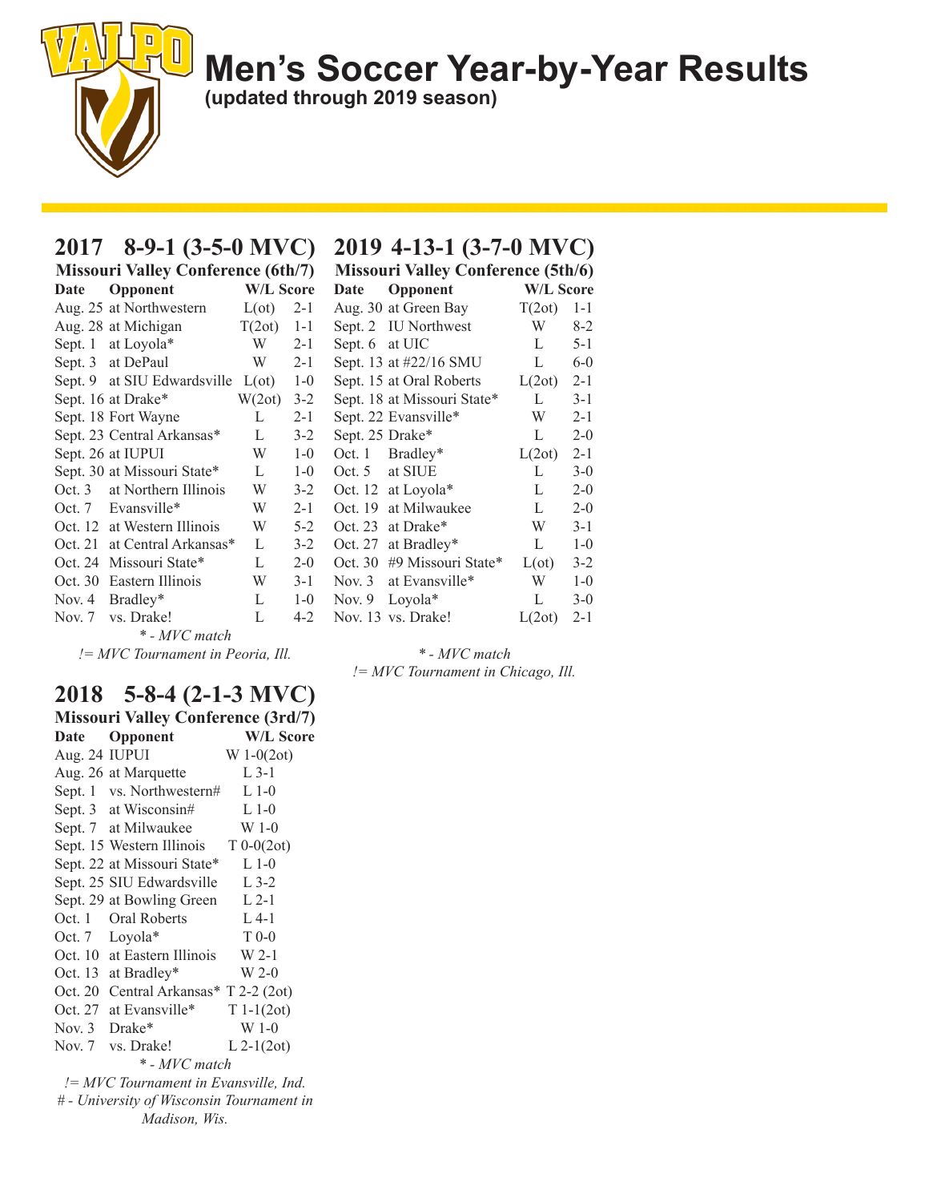# Men's Soccer Year-by-Year Results

**(updated through 2019 season)**

## 2017 8-9-1 (3-5-0 MVC)

**Missouri Valley Conference (6th/7)**

| Date | Opponent | W/L | Score |
|---|---|---|---|
| Aug. 25 | at Northwestern | L(ot) | 2-1 |
| Aug. 28 | at Michigan | T(2ot) | 1-1 |
| Sept. 1 | at Loyola* | W | 2-1 |
| Sept. 3 | at DePaul | W | 2-1 |
| Sept. 9 | at SIU Edwardsville | L(ot) | 1-0 |
| Sept. 16 | at Drake* | W(2ot) | 3-2 |
| Sept. 18 | Fort Wayne | L | 2-1 |
| Sept. 23 | Central Arkansas* | L | 3-2 |
| Sept. 26 | at IUPUI | W | 1-0 |
| Sept. 30 | at Missouri State* | L | 1-0 |
| Oct. 3 | at Northern Illinois | W | 3-2 |
| Oct. 7 | Evansville* | W | 2-1 |
| Oct. 12 | at Western Illinois | W | 5-2 |
| Oct. 21 | at Central Arkansas* | L | 3-2 |
| Oct. 24 | Missouri State* | L | 2-0 |
| Oct. 30 | Eastern Illinois | W | 3-1 |
| Nov. 4 | Bradley* | L | 1-0 |
| Nov. 7 | vs. Drake! | L | 4-2 |

*\* - MVC match*

*!= MVC Tournament in Peoria, Ill.*

## 2018 5-8-4 (2-1-3 MVC)

**Missouri Valley Conference (3rd/7)**

| Date | Opponent | W/L Score |
|---|---|---|
| Aug. 24 | IUPUI | W 1-0(2ot) |
| Aug. 26 | at Marquette | L 3-1 |
| Sept. 1 | vs. Northwestern# | L 1-0 |
| Sept. 3 | at Wisconsin# | L 1-0 |
| Sept. 7 | at Milwaukee | W 1-0 |
| Sept. 15 | Western Illinois | T 0-0(2ot) |
| Sept. 22 | at Missouri State* | L 1-0 |
| Sept. 25 | SIU Edwardsville | L 3-2 |
| Sept. 29 | at Bowling Green | L 2-1 |
| Oct. 1 | Oral Roberts | L 4-1 |
| Oct. 7 | Loyola* | T 0-0 |
| Oct. 10 | at Eastern Illinois | W 2-1 |
| Oct. 13 | at Bradley* | W 2-0 |
| Oct. 20 | Central Arkansas* | T 2-2 (2ot) |
| Oct. 27 | at Evansville* | T 1-1(2ot) |
| Nov. 3 | Drake* | W 1-0 |
| Nov. 7 | vs. Drake! | L 2-1(2ot) |

*\* - MVC match*

*!= MVC Tournament in Evansville, Ind.*

*# - University of Wisconsin Tournament in Madison, Wis.*

## 2019 4-13-1 (3-7-0 MVC)

**Missouri Valley Conference (5th/6)**

| Date | Opponent | W/L | Score |
|---|---|---|---|
| Aug. 30 | at Green Bay | T(2ot) | 1-1 |
| Sept. 2 | IU Northwest | W | 8-2 |
| Sept. 6 | at UIC | L | 5-1 |
| Sept. 13 | at #22/16 SMU | L | 6-0 |
| Sept. 15 | at Oral Roberts | L(2ot) | 2-1 |
| Sept. 18 | at Missouri State* | L | 3-1 |
| Sept. 22 | Evansville* | W | 2-1 |
| Sept. 25 | Drake* | L | 2-0 |
| Oct. 1 | Bradley* | L(2ot) | 2-1 |
| Oct. 5 | at SIUE | L | 3-0 |
| Oct. 12 | at Loyola* | L | 2-0 |
| Oct. 19 | at Milwaukee | L | 2-0 |
| Oct. 23 | at Drake* | W | 3-1 |
| Oct. 27 | at Bradley* | L | 1-0 |
| Oct. 30 | #9 Missouri State* | L(ot) | 3-2 |
| Nov. 3 | at Evansville* | W | 1-0 |
| Nov. 9 | Loyola* | L | 3-0 |
| Nov. 13 | vs. Drake! | L(2ot) | 2-1 |

*\* - MVC match*

*!= MVC Tournament in Chicago, Ill.*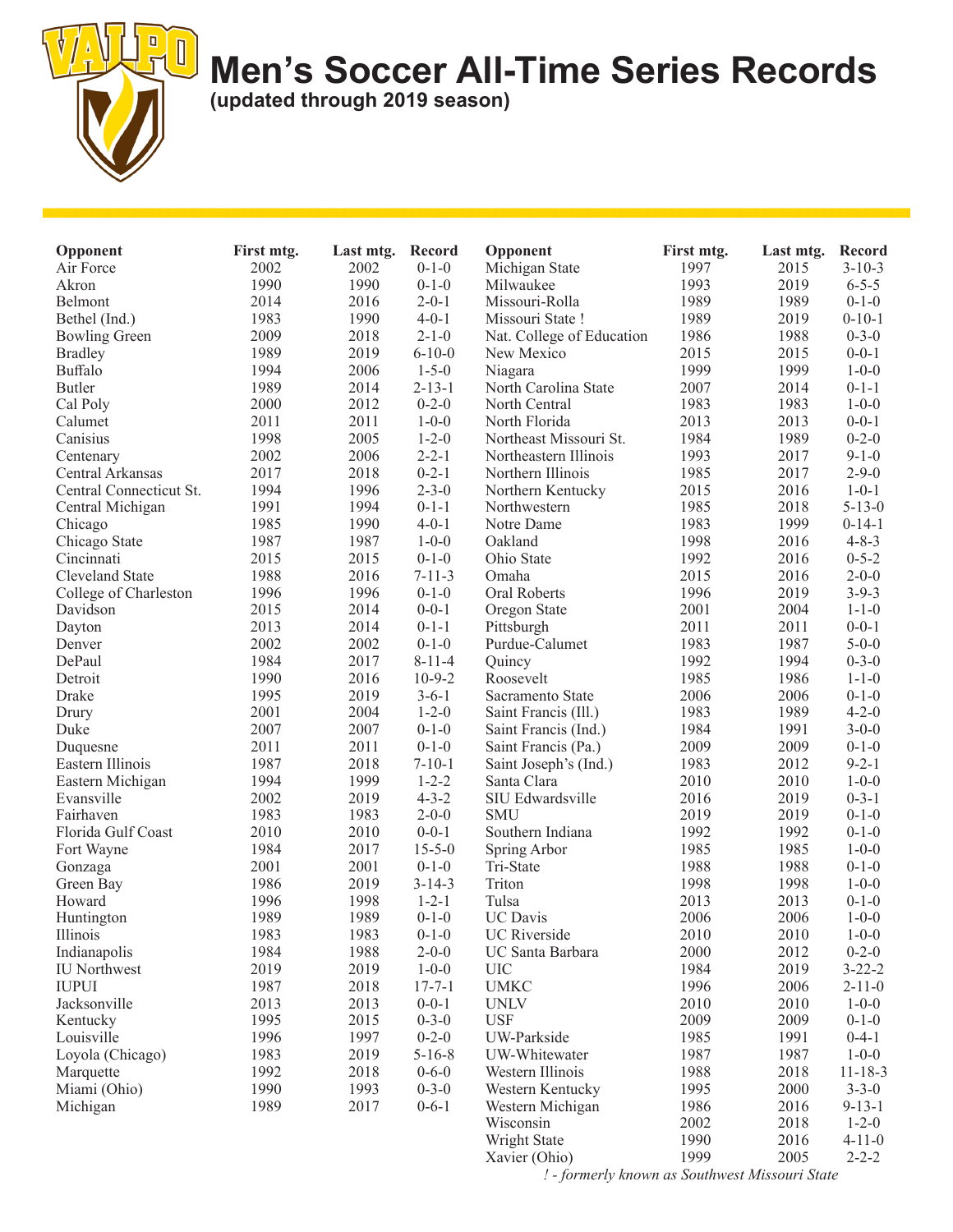# Men's Soccer All-Time Series Records

**(updated through 2019 season)**

| Opponent | First mtg. | Last mtg. | Record |
|---|---|---|---|
| Air Force | 2002 | 2002 | 0-1-0 |
| Akron | 1990 | 1990 | 0-1-0 |
| Belmont | 2014 | 2016 | 2-0-1 |
| Bethel (Ind.) | 1983 | 1990 | 4-0-1 |
| Bowling Green | 2009 | 2018 | 2-1-0 |
| Bradley | 1989 | 2019 | 6-10-0 |
| Buffalo | 1994 | 2006 | 1-5-0 |
| Butler | 1989 | 2014 | 2-13-1 |
| Cal Poly | 2000 | 2012 | 0-2-0 |
| Calumet | 2011 | 2011 | 1-0-0 |
| Canisius | 1998 | 2005 | 1-2-0 |
| Centenary | 2002 | 2006 | 2-2-1 |
| Central Arkansas | 2017 | 2018 | 0-2-1 |
| Central Connecticut St. | 1994 | 1996 | 2-3-0 |
| Central Michigan | 1991 | 1994 | 0-1-1 |
| Chicago | 1985 | 1990 | 4-0-1 |
| Chicago State | 1987 | 1987 | 1-0-0 |
| Cincinnati | 2015 | 2015 | 0-1-0 |
| Cleveland State | 1988 | 2016 | 7-11-3 |
| College of Charleston | 1996 | 1996 | 0-1-0 |
| Davidson | 2015 | 2014 | 0-0-1 |
| Dayton | 2013 | 2014 | 0-1-1 |
| Denver | 2002 | 2002 | 0-1-0 |
| DePaul | 1984 | 2017 | 8-11-4 |
| Detroit | 1990 | 2016 | 10-9-2 |
| Drake | 1995 | 2019 | 3-6-1 |
| Drury | 2001 | 2004 | 1-2-0 |
| Duke | 2007 | 2007 | 0-1-0 |
| Duquesne | 2011 | 2011 | 0-1-0 |
| Eastern Illinois | 1987 | 2018 | 7-10-1 |
| Eastern Michigan | 1994 | 1999 | 1-2-2 |
| Evansville | 2002 | 2019 | 4-3-2 |
| Fairhaven | 1983 | 1983 | 2-0-0 |
| Florida Gulf Coast | 2010 | 2010 | 0-0-1 |
| Fort Wayne | 1984 | 2017 | 15-5-0 |
| Gonzaga | 2001 | 2001 | 0-1-0 |
| Green Bay | 1986 | 2019 | 3-14-3 |
| Howard | 1996 | 1998 | 1-2-1 |
| Huntington | 1989 | 1989 | 0-1-0 |
| Illinois | 1983 | 1983 | 0-1-0 |
| Indianapolis | 1984 | 1988 | 2-0-0 |
| IU Northwest | 2019 | 2019 | 1-0-0 |
| IUPUI | 1987 | 2018 | 17-7-1 |
| Jacksonville | 2013 | 2013 | 0-0-1 |
| Kentucky | 1995 | 2015 | 0-3-0 |
| Louisville | 1996 | 1997 | 0-2-0 |
| Loyola (Chicago) | 1983 | 2019 | 5-16-8 |
| Marquette | 1992 | 2018 | 0-6-0 |
| Miami (Ohio) | 1990 | 1993 | 0-3-0 |
| Michigan | 1989 | 2017 | 0-6-1 |
| Michigan State | 1997 | 2015 | 3-10-3 |
| Milwaukee | 1993 | 2019 | 6-5-5 |
| Missouri-Rolla | 1989 | 1989 | 0-1-0 |
| Missouri State ! | 1989 | 2019 | 0-10-1 |
| Nat. College of Education | 1986 | 1988 | 0-3-0 |
| New Mexico | 2015 | 2015 | 0-0-1 |
| Niagara | 1999 | 1999 | 1-0-0 |
| North Carolina State | 2007 | 2014 | 0-1-1 |
| North Central | 1983 | 1983 | 1-0-0 |
| North Florida | 2013 | 2013 | 0-0-1 |
| Northeast Missouri St. | 1984 | 1989 | 0-2-0 |
| Northeastern Illinois | 1993 | 2017 | 9-1-0 |
| Northern Illinois | 1985 | 2017 | 2-9-0 |
| Northern Kentucky | 2015 | 2016 | 1-0-1 |
| Northwestern | 1985 | 2018 | 5-13-0 |
| Notre Dame | 1983 | 1999 | 0-14-1 |
| Oakland | 1998 | 2016 | 4-8-3 |
| Ohio State | 1992 | 2016 | 0-5-2 |
| Omaha | 2015 | 2016 | 2-0-0 |
| Oral Roberts | 1996 | 2019 | 3-9-3 |
| Oregon State | 2001 | 2004 | 1-1-0 |
| Pittsburgh | 2011 | 2011 | 0-0-1 |
| Purdue-Calumet | 1983 | 1987 | 5-0-0 |
| Quincy | 1992 | 1994 | 0-3-0 |
| Roosevelt | 1985 | 1986 | 1-1-0 |
| Sacramento State | 2006 | 2006 | 0-1-0 |
| Saint Francis (Ill.) | 1983 | 1989 | 4-2-0 |
| Saint Francis (Ind.) | 1984 | 1991 | 3-0-0 |
| Saint Francis (Pa.) | 2009 | 2009 | 0-1-0 |
| Saint Joseph's (Ind.) | 1983 | 2012 | 9-2-1 |
| Santa Clara | 2010 | 2010 | 1-0-0 |
| SIU Edwardsville | 2016 | 2019 | 0-3-1 |
| SMU | 2019 | 2019 | 0-1-0 |
| Southern Indiana | 1992 | 1992 | 0-1-0 |
| Spring Arbor | 1985 | 1985 | 1-0-0 |
| Tri-State | 1988 | 1988 | 0-1-0 |
| Triton | 1998 | 1998 | 1-0-0 |
| Tulsa | 2013 | 2013 | 0-1-0 |
| UC Davis | 2006 | 2006 | 1-0-0 |
| UC Riverside | 2010 | 2010 | 1-0-0 |
| UC Santa Barbara | 2000 | 2012 | 0-2-0 |
| UIC | 1984 | 2019 | 3-22-2 |
| UMKC | 1996 | 2006 | 2-11-0 |
| UNLV | 2010 | 2010 | 1-0-0 |
| USF | 2009 | 2009 | 0-1-0 |
| UW-Parkside | 1985 | 1991 | 0-4-1 |
| UW-Whitewater | 1987 | 1987 | 1-0-0 |
| Western Illinois | 1988 | 2018 | 11-18-3 |
| Western Kentucky | 1995 | 2000 | 3-3-0 |
| Western Michigan | 1986 | 2016 | 9-13-1 |
| Wisconsin | 2002 | 2018 | 1-2-0 |
| Wright State | 1990 | 2016 | 4-11-0 |
| Xavier (Ohio) | 1999 | 2005 | 2-2-2 |

*! - formerly known as Southwest Missouri State*